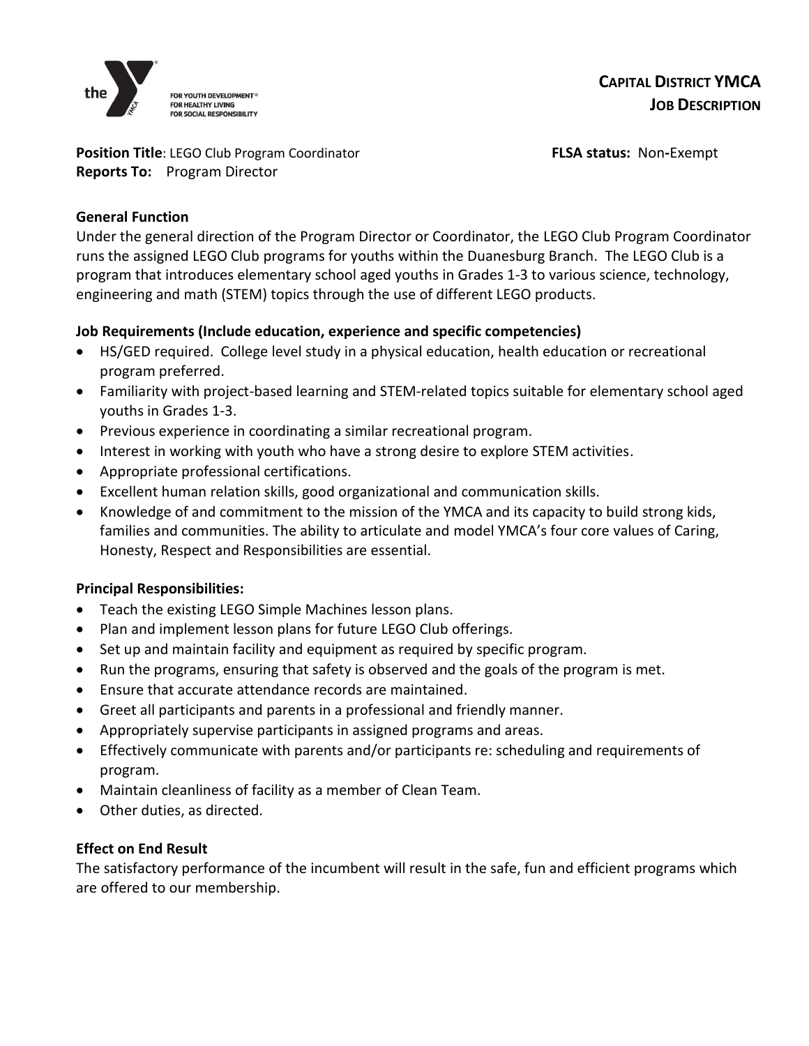the — FOR YOUTH DEVELOPMENT® FOR HEALTHY LIVING FOR SOCIAL RESPONSIBILITY

# CAPITAL DISTRICT YMCA
## JOB DESCRIPTION

**Position Title**: LEGO Club Program Coordinator **FLSA status:** Non-Exempt
**Reports To:** Program Director

**General Function**

Under the general direction of the Program Director or Coordinator, the LEGO Club Program Coordinator runs the assigned LEGO Club programs for youths within the Duanesburg Branch. The LEGO Club is a program that introduces elementary school aged youths in Grades 1-3 to various science, technology, engineering and math (STEM) topics through the use of different LEGO products.

**Job Requirements (Include education, experience and specific competencies)**

- HS/GED required. College level study in a physical education, health education or recreational program preferred.
- Familiarity with project-based learning and STEM-related topics suitable for elementary school aged youths in Grades 1-3.
- Previous experience in coordinating a similar recreational program.
- Interest in working with youth who have a strong desire to explore STEM activities.
- Appropriate professional certifications.
- Excellent human relation skills, good organizational and communication skills.
- Knowledge of and commitment to the mission of the YMCA and its capacity to build strong kids, families and communities. The ability to articulate and model YMCA's four core values of Caring, Honesty, Respect and Responsibilities are essential.

**Principal Responsibilities:**

- Teach the existing LEGO Simple Machines lesson plans.
- Plan and implement lesson plans for future LEGO Club offerings.
- Set up and maintain facility and equipment as required by specific program.
- Run the programs, ensuring that safety is observed and the goals of the program is met.
- Ensure that accurate attendance records are maintained.
- Greet all participants and parents in a professional and friendly manner.
- Appropriately supervise participants in assigned programs and areas.
- Effectively communicate with parents and/or participants re: scheduling and requirements of program.
- Maintain cleanliness of facility as a member of Clean Team.
- Other duties, as directed.

**Effect on End Result**

The satisfactory performance of the incumbent will result in the safe, fun and efficient programs which are offered to our membership.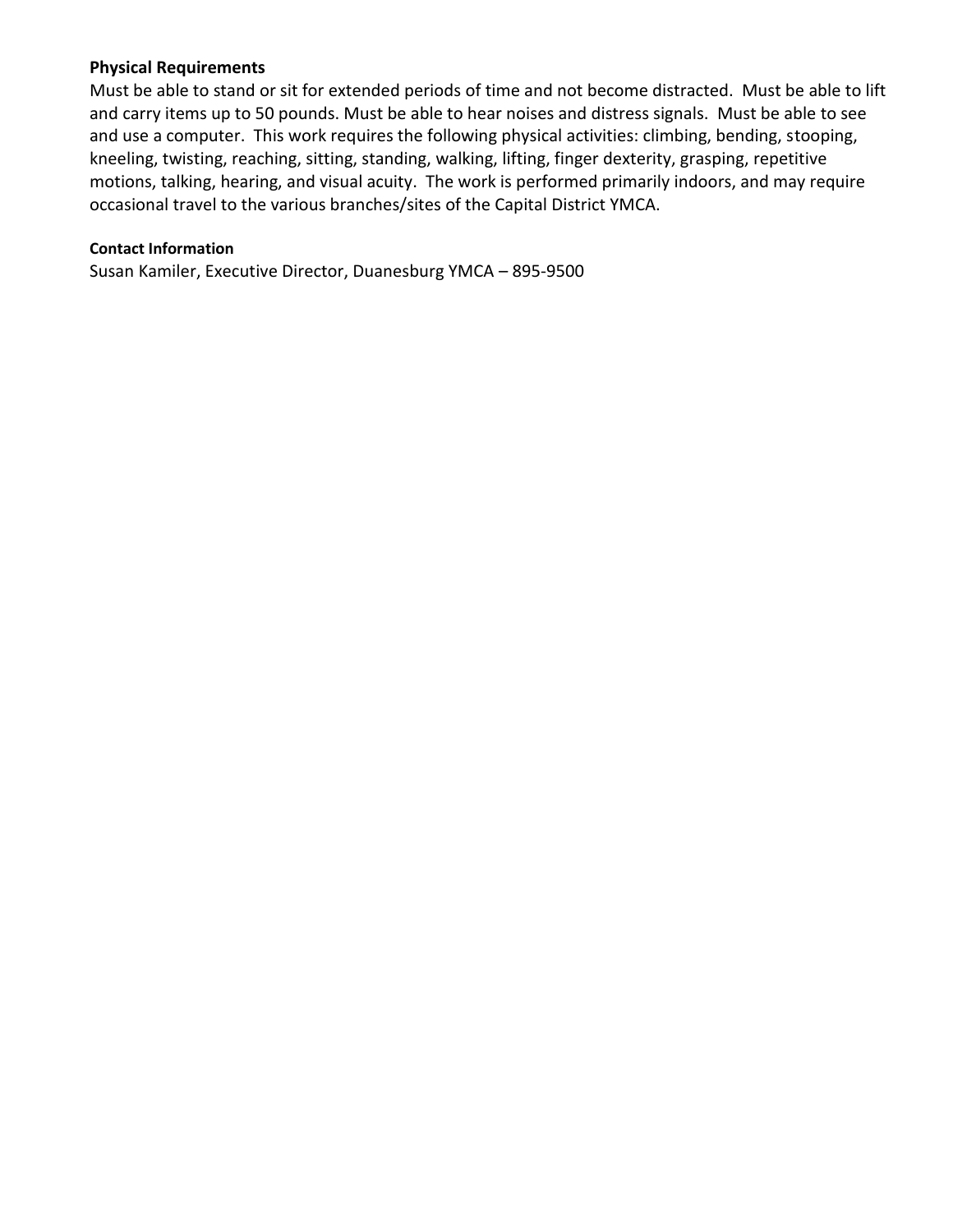**Physical Requirements**

Must be able to stand or sit for extended periods of time and not become distracted. Must be able to lift and carry items up to 50 pounds. Must be able to hear noises and distress signals. Must be able to see and use a computer. This work requires the following physical activities: climbing, bending, stooping, kneeling, twisting, reaching, sitting, standing, walking, lifting, finger dexterity, grasping, repetitive motions, talking, hearing, and visual acuity. The work is performed primarily indoors, and may require occasional travel to the various branches/sites of the Capital District YMCA.

**Contact Information**

Susan Kamiler, Executive Director, Duanesburg YMCA – 895-9500